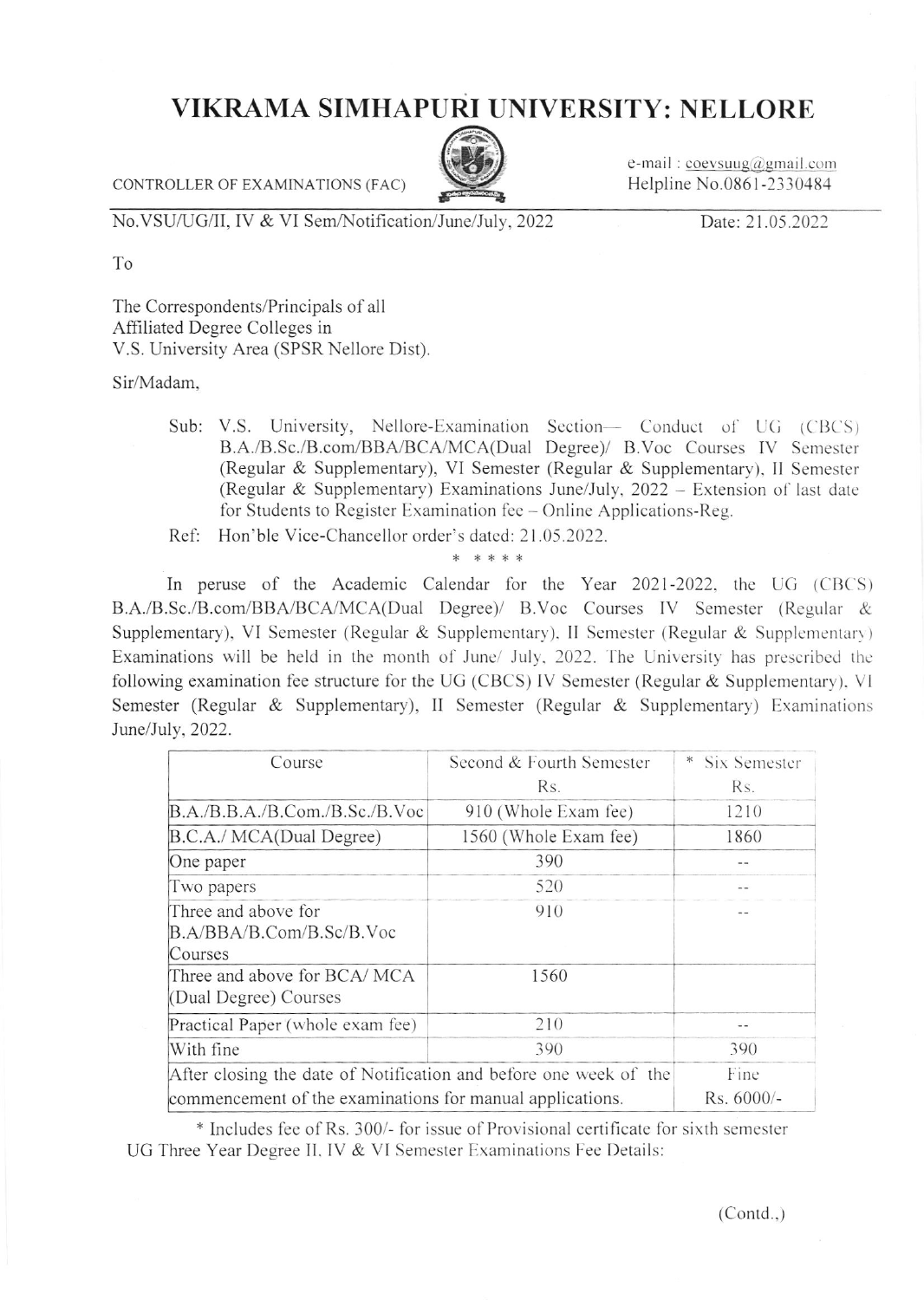# VIKRAMA SIMHAPURI UNIVERSITY: NELLORE

CONTROLLER OF EXAMINATIONS (FAC)

e-mail : coevsuug@gmail.com
Helpline No.0861-2330484

No.VSU/UG/II, IV & VI Sem/Notification/June/July, 2022

Date: 21.05.2022

To

The Correspondents/Principals of all
Affiliated Degree Colleges in
V.S. University Area (SPSR Nellore Dist).

Sir/Madam,

Sub: V.S. University, Nellore-Examination Section— Conduct of UG (CBCS) B.A./B.Sc./B.com/BBA/BCA/MCA(Dual Degree)/ B.Voc Courses IV Semester (Regular & Supplementary), VI Semester (Regular & Supplementary), II Semester (Regular & Supplementary) Examinations June/July, 2022 – Extension of last date for Students to Register Examination fee – Online Applications-Reg.

Ref: Hon'ble Vice-Chancellor order's dated: 21.05.2022.

\* \* \* \* \*

In peruse of the Academic Calendar for the Year 2021-2022, the UG (CBCS) B.A./B.Sc./B.com/BBA/BCA/MCA(Dual Degree)/ B.Voc Courses IV Semester (Regular & Supplementary), VI Semester (Regular & Supplementary), II Semester (Regular & Supplementary) Examinations will be held in the month of June/ July, 2022. The University has prescribed the following examination fee structure for the UG (CBCS) IV Semester (Regular & Supplementary), VI Semester (Regular & Supplementary), II Semester (Regular & Supplementary) Examinations June/July, 2022.

| Course | Second & Fourth Semester Rs. | * Six Semester Rs. |
|---|---|---|
| B.A./B.B.A./B.Com./B.Sc./B.Voc | 910 (Whole Exam fee) | 1210 |
| B.C.A./ MCA(Dual Degree) | 1560 (Whole Exam fee) | 1860 |
| One paper | 390 | -- |
| Two papers | 520 | -- |
| Three and above for B.A/BBA/B.Com/B.Sc/B.Voc Courses | 910 | -- |
| Three and above for BCA/ MCA (Dual Degree) Courses | 1560 | |
| Practical Paper (whole exam fee) | 210 | -- |
| With fine | 390 | 390 |
| After closing the date of Notification and before one week of the commencement of the examinations for manual applications. | | Fine Rs. 6000/- |

\* Includes fee of Rs. 300/- for issue of Provisional certificate for sixth semester UG Three Year Degree II, IV & VI Semester Examinations Fee Details:

(Contd.,)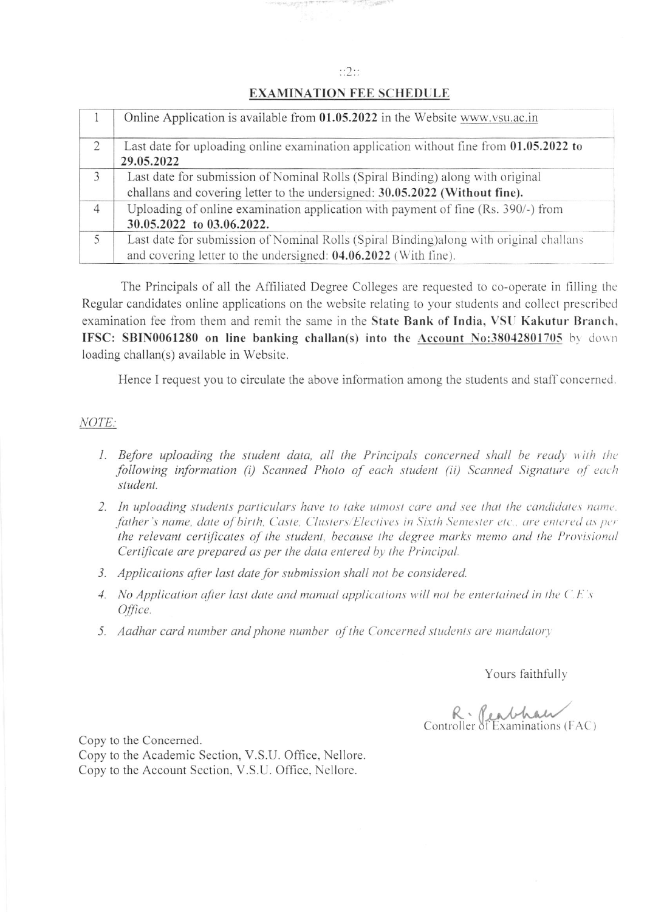## EXAMINATION FEE SCHEDULE

| | |
|---|---|
| 1 | Online Application is available from **01.05.2022** in the Website www.vsu.ac.in |
| 2 | Last date for uploading online examination application without fine from **01.05.2022 to 29.05.2022** |
| 3 | Last date for submission of Nominal Rolls (Spiral Binding) along with original challans and covering letter to the undersigned: **30.05.2022 (Without fine).** |
| 4 | Uploading of online examination application with payment of fine (Rs. 390/-) from **30.05.2022 to 03.06.2022.** |
| 5 | Last date for submission of Nominal Rolls (Spiral Binding)along with original challans and covering letter to the undersigned: **04.06.2022** (With fine). |

The Principals of all the Affiliated Degree Colleges are requested to co-operate in filling the Regular candidates online applications on the website relating to your students and collect prescribed examination fee from them and remit the same in the **State Bank of India, VSU Kakutur Branch, IFSC: SBIN0061280 on line banking challan(s) into the Account No:38042801705** by down loading challan(s) available in Website.

Hence I request you to circulate the above information among the students and staff concerned.

*NOTE:*

1. *Before uploading the student data, all the Principals concerned shall be ready with the following information (i) Scanned Photo of each student (ii) Scanned Signature of each student.*
2. *In uploading students particulars have to take utmost care and see that the candidates name, father's name, date of birth, Caste, Clusters/Electives in Sixth Semester etc., are entered as per the relevant certificates of the student, because the degree marks memo and the Provisional Certificate are prepared as per the data entered by the Principal.*
3. *Applications after last date for submission shall not be considered.*
4. *No Application after last date and manual applications will not be entertained in the C.E's Office.*
5. *Aadhar card number and phone number of the Concerned students are mandatory*

Yours faithfully

Controller of Examinations (FAC)

Copy to the Concerned.
Copy to the Academic Section, V.S.U. Office, Nellore.
Copy to the Account Section, V.S.U. Office, Nellore.